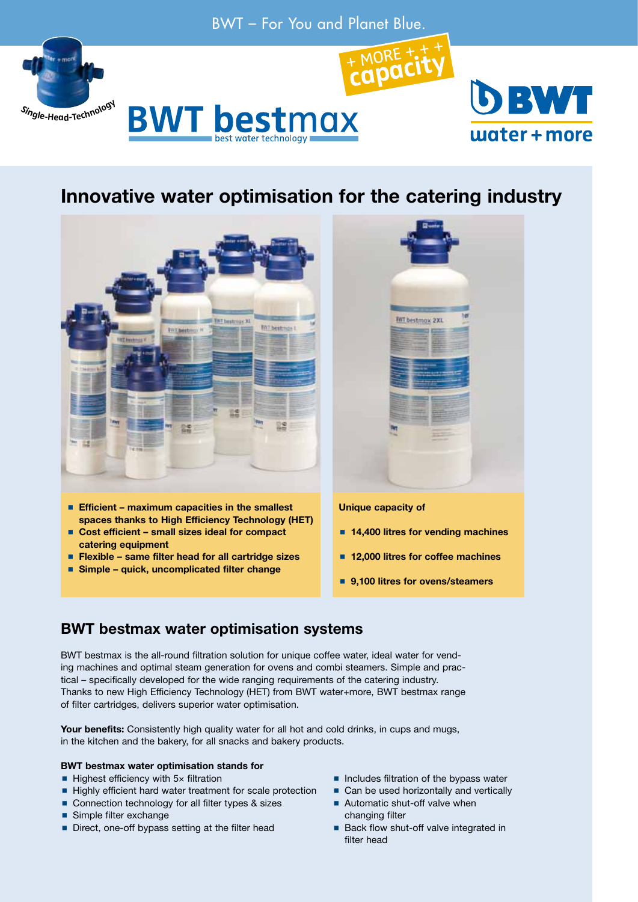BWT – For You and Planet Blue.

Single-Head-Technology

+ MORE + + + capacity

# BWT bestmax

best water technology

BWT water + more

## Innovative water optimisation for the catering industry

- **Efficient – maximum capacities in the smallest spaces thanks to High Efficiency Technology (HET)**
- **Cost efficient – small sizes ideal for compact catering equipment**
- **Flexible – same filter head for all cartridge sizes**
- **Simple – quick, uncomplicated filter change**

**Unique capacity of**

- **14,400 litres for vending machines**
- **12,000 litres for coffee machines**
- **9,100 litres for ovens/steamers**

## BWT bestmax water optimisation systems

BWT bestmax is the all-round filtration solution for unique coffee water, ideal water for vending machines and optimal steam generation for ovens and combi steamers. Simple and practical – specifically developed for the wide ranging requirements of the catering industry. Thanks to new High Efficiency Technology (HET) from BWT water+more, BWT bestmax range of filter cartridges, delivers superior water optimisation.

**Your benefits:** Consistently high quality water for all hot and cold drinks, in cups and mugs, in the kitchen and the bakery, for all snacks and bakery products.

**BWT bestmax water optimisation stands for**

- Highest efficiency with 5× filtration
- Highly efficient hard water treatment for scale protection
- Connection technology for all filter types & sizes
- Simple filter exchange
- Direct, one-off bypass setting at the filter head
- Includes filtration of the bypass water
- Can be used horizontally and vertically
- Automatic shut-off valve when changing filter
- Back flow shut-off valve integrated in filter head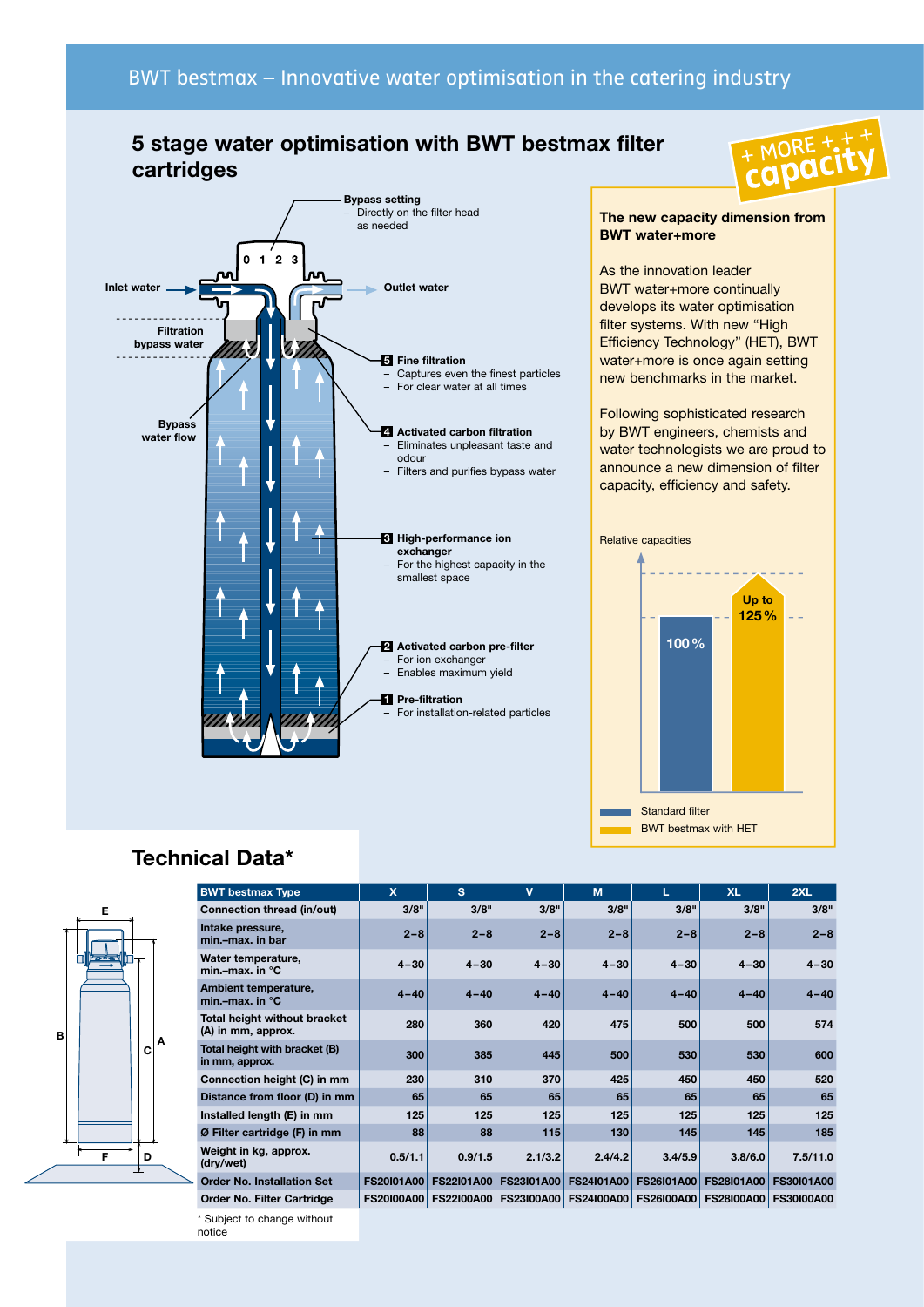## 5 stage water optimisation with BWT bestmax filter cartridges

**Bypass setting**
- Directly on the filter head as needed

Inlet water

Outlet water

Filtration bypass water

Bypass water flow

**5 Fine filtration**
- Captures even the finest particles
- For clear water at all times

**4 Activated carbon filtration**
- Eliminates unpleasant taste and odour
- Filters and purifies bypass water

**3 High-performance ion exchanger**
- For the highest capacity in the smallest space

**2 Activated carbon pre-filter**
- For ion exchanger
- Enables maximum yield

**1 Pre-filtration**
- For installation-related particles

+ MORE + + + capacity

**The new capacity dimension from BWT water+more**

As the innovation leader BWT water+more continually develops its water optimisation filter systems. With new “High Efficiency Technology” (HET), BWT water+more is once again setting new benchmarks in the market.

Following sophisticated research by BWT engineers, chemists and water technologists we are proud to announce a new dimension of filter capacity, efficiency and safety.

Relative capacities

100 % — Standard filter

Up to 125 % — BWT bestmax with HET

## Technical Data*

| BWT bestmax Type | X | S | V | M | L | XL | 2XL |
|---|---|---|---|---|---|---|---|
| Connection thread (in/out) | 3/8" | 3/8" | 3/8" | 3/8" | 3/8" | 3/8" | 3/8" |
| Intake pressure, min.–max. in bar | 2–8 | 2–8 | 2–8 | 2–8 | 2–8 | 2–8 | 2–8 |
| Water temperature, min.–max. in °C | 4–30 | 4–30 | 4–30 | 4–30 | 4–30 | 4–30 | 4–30 |
| Ambient temperature, min.–max. in °C | 4–40 | 4–40 | 4–40 | 4–40 | 4–40 | 4–40 | 4–40 |
| Total height without bracket (A) in mm, approx. | 280 | 360 | 420 | 475 | 500 | 500 | 574 |
| Total height with bracket (B) in mm, approx. | 300 | 385 | 445 | 500 | 530 | 530 | 600 |
| Connection height (C) in mm | 230 | 310 | 370 | 425 | 450 | 450 | 520 |
| Distance from floor (D) in mm | 65 | 65 | 65 | 65 | 65 | 65 | 65 |
| Installed length (E) in mm | 125 | 125 | 125 | 125 | 125 | 125 | 125 |
| Ø Filter cartridge (F) in mm | 88 | 88 | 115 | 130 | 145 | 145 | 185 |
| Weight in kg, approx. (dry/wet) | 0.5/1.1 | 0.9/1.5 | 2.1/3.2 | 2.4/4.2 | 3.4/5.9 | 3.8/6.0 | 7.5/11.0 |
| Order No. Installation Set | FS20I01A00 | FS22I01A00 | FS23I01A00 | FS24I01A00 | FS26I01A00 | FS28I01A00 | FS30I01A00 |
| Order No. Filter Cartridge | FS20I00A00 | FS22I00A00 | FS23I00A00 | FS24I00A00 | FS26I00A00 | FS28I00A00 | FS30I00A00 |

* Subject to change without notice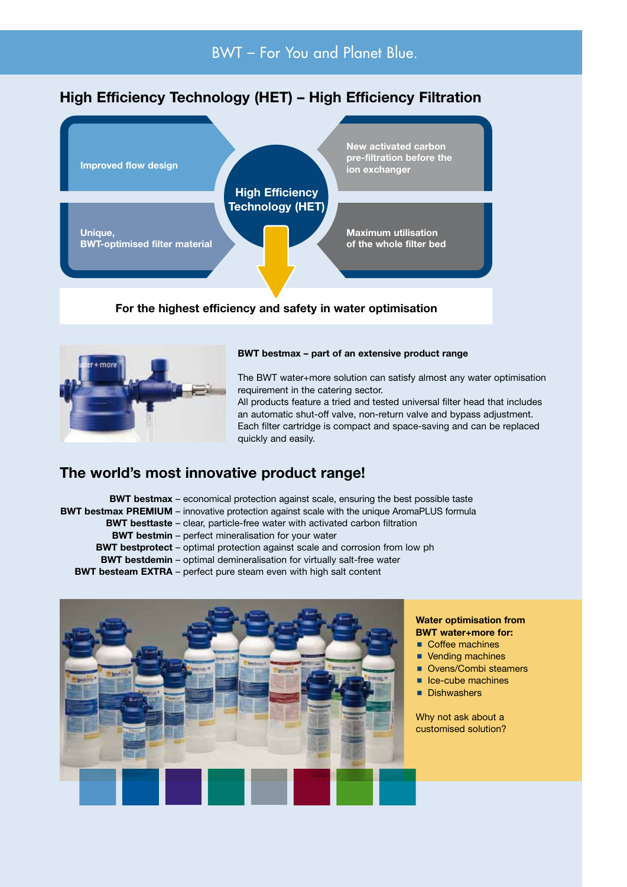BWT – For You and Planet Blue.

## High Efficiency Technology (HET) – High Efficiency Filtration

- Improved flow design
- New activated carbon pre-filtration before the ion exchanger
- Unique, BWT-optimised filter material
- Maximum utilisation of the whole filter bed

**High Efficiency Technology (HET)**

**For the highest efficiency and safety in water optimisation**

**BWT bestmax – part of an extensive product range**

The BWT water+more solution can satisfy almost any water optimisation requirement in the catering sector.
All products feature a tried and tested universal filter head that includes an automatic shut-off valve, non-return valve and bypass adjustment. Each filter cartridge is compact and space-saving and can be replaced quickly and easily.

## The world's most innovative product range!

**BWT bestmax** – economical protection against scale, ensuring the best possible taste
**BWT bestmax PREMIUM** – innovative protection against scale with the unique AromaPLUS formula
**BWT besttaste** – clear, particle-free water with activated carbon filtration
**BWT bestmin** – perfect mineralisation for your water
**BWT bestprotect** – optimal protection against scale and corrosion from low ph
**BWT bestdemin** – optimal demineralisation for virtually salt-free water
**BWT besteam EXTRA** – perfect pure steam even with high salt content

**Water optimisation from BWT water+more for:**

- Coffee machines
- Vending machines
- Ovens/Combi steamers
- Ice-cube machines
- Dishwashers

Why not ask about a customised solution?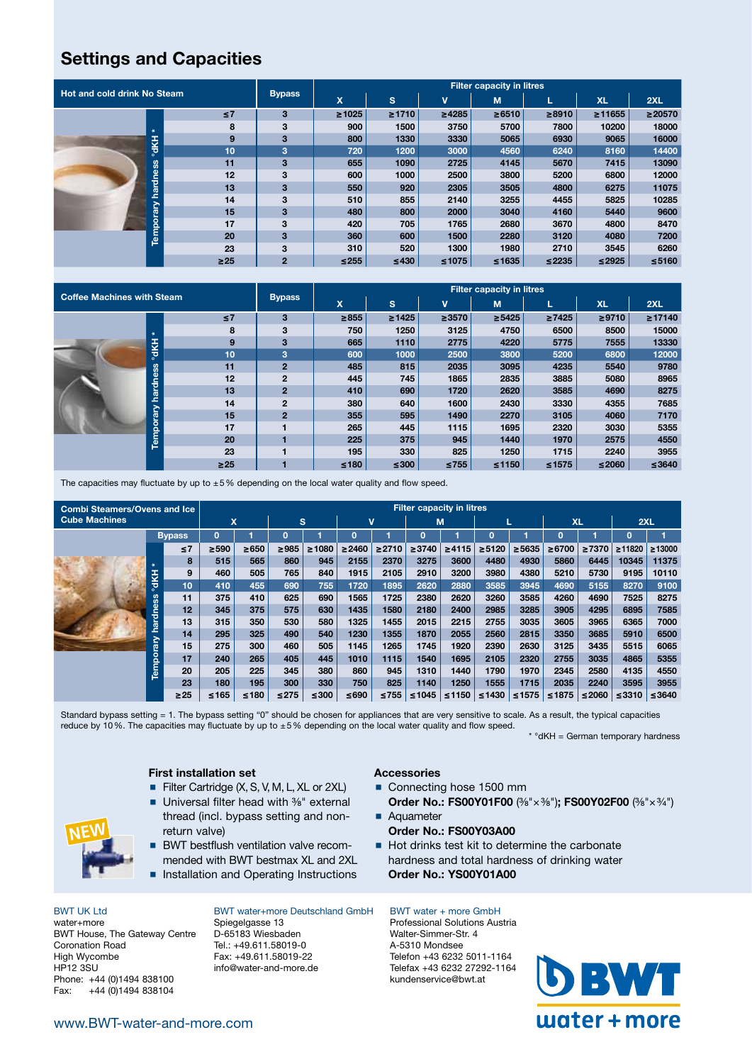# Settings and Capacities

| Hot and cold drink No Steam | Bypass | Filter capacity in litres | | | | | | |
|---|---|---|---|---|---|---|---|---|
| Temporary hardness °dKH * | | X | S | V | M | L | XL | 2XL |
| ≤7 | 3 | ≥1025 | ≥1710 | ≥4285 | ≥6510 | ≥8910 | ≥11655 | ≥20570 |
| 8 | 3 | 900 | 1500 | 3750 | 5700 | 7800 | 10200 | 18000 |
| 9 | 3 | 800 | 1330 | 3330 | 5065 | 6930 | 9065 | 16000 |
| 10 | 3 | 720 | 1200 | 3000 | 4560 | 6240 | 8160 | 14400 |
| 11 | 3 | 655 | 1090 | 2725 | 4145 | 5670 | 7415 | 13090 |
| 12 | 3 | 600 | 1000 | 2500 | 3800 | 5200 | 6800 | 12000 |
| 13 | 3 | 550 | 920 | 2305 | 3505 | 4800 | 6275 | 11075 |
| 14 | 3 | 510 | 855 | 2140 | 3255 | 4455 | 5825 | 10285 |
| 15 | 3 | 480 | 800 | 2000 | 3040 | 4160 | 5440 | 9600 |
| 17 | 3 | 420 | 705 | 1765 | 2680 | 3670 | 4800 | 8470 |
| 20 | 3 | 360 | 600 | 1500 | 2280 | 3120 | 4080 | 7200 |
| 23 | 3 | 310 | 520 | 1300 | 1980 | 2710 | 3545 | 6260 |
| ≥25 | 2 | ≤255 | ≤430 | ≤1075 | ≤1635 | ≤2235 | ≤2925 | ≤5160 |

| Coffee Machines with Steam | Bypass | Filter capacity in litres | | | | | | |
|---|---|---|---|---|---|---|---|---|
| Temporary hardness °dKH * | | X | S | V | M | L | XL | 2XL |
| ≤7 | 3 | ≥855 | ≥1425 | ≥3570 | ≥5425 | ≥7425 | ≥9710 | ≥17140 |
| 8 | 3 | 750 | 1250 | 3125 | 4750 | 6500 | 8500 | 15000 |
| 9 | 3 | 665 | 1110 | 2775 | 4220 | 5775 | 7555 | 13330 |
| 10 | 3 | 600 | 1000 | 2500 | 3800 | 5200 | 6800 | 12000 |
| 11 | 2 | 485 | 815 | 2035 | 3095 | 4235 | 5540 | 9780 |
| 12 | 2 | 445 | 745 | 1865 | 2835 | 3885 | 5080 | 8965 |
| 13 | 2 | 410 | 690 | 1720 | 2620 | 3585 | 4690 | 8275 |
| 14 | 2 | 380 | 640 | 1600 | 2430 | 3330 | 4355 | 7685 |
| 15 | 2 | 355 | 595 | 1490 | 2270 | 3105 | 4060 | 7170 |
| 17 | 1 | 265 | 445 | 1115 | 1695 | 2320 | 3030 | 5355 |
| 20 | 1 | 225 | 375 | 945 | 1440 | 1970 | 2575 | 4550 |
| 23 | 1 | 195 | 330 | 825 | 1250 | 1715 | 2240 | 3955 |
| ≥25 | 1 | ≤180 | ≤300 | ≤755 | ≤1150 | ≤1575 | ≤2060 | ≤3640 |

The capacities may fluctuate by up to ±5 % depending on the local water quality and flow speed.

| Combi Steamers/Ovens and Ice Cube Machines | Filter capacity in litres | | | | | | | | | | | | | |
|---|---|---|---|---|---|---|---|---|---|---|---|---|---|---|
| | X | | S | | V | | M | | L | | XL | | 2XL | |
| Bypass | 0 | 1 | 0 | 1 | 0 | 1 | 0 | 1 | 0 | 1 | 0 | 1 | 0 | 1 |
| Temporary hardness °dKH * ≤7 | ≥590 | ≥650 | ≥985 | ≥1080 | ≥2460 | ≥2710 | ≥3740 | ≥4115 | ≥5120 | ≥5635 | ≥6700 | ≥7370 | ≥11820 | ≥13000 |
| 8 | 515 | 565 | 860 | 945 | 2155 | 2370 | 3275 | 3600 | 4480 | 4930 | 5860 | 6445 | 10345 | 11375 |
| 9 | 460 | 505 | 765 | 840 | 1915 | 2105 | 2910 | 3200 | 3980 | 4380 | 5210 | 5730 | 9195 | 10110 |
| 10 | 410 | 455 | 690 | 755 | 1720 | 1895 | 2620 | 2880 | 3585 | 3945 | 4690 | 5155 | 8270 | 9100 |
| 11 | 375 | 410 | 625 | 690 | 1565 | 1725 | 2380 | 2620 | 3260 | 3585 | 4260 | 4690 | 7525 | 8275 |
| 12 | 345 | 375 | 575 | 630 | 1435 | 1580 | 2180 | 2400 | 2985 | 3285 | 3905 | 4295 | 6895 | 7585 |
| 13 | 315 | 350 | 530 | 580 | 1325 | 1455 | 2015 | 2215 | 2755 | 3035 | 3605 | 3965 | 6365 | 7000 |
| 14 | 295 | 325 | 490 | 540 | 1230 | 1355 | 1870 | 2055 | 2560 | 2815 | 3350 | 3685 | 5910 | 6500 |
| 15 | 275 | 300 | 460 | 505 | 1145 | 1265 | 1745 | 1920 | 2390 | 2630 | 3125 | 3435 | 5515 | 6065 |
| 17 | 240 | 265 | 405 | 445 | 1010 | 1115 | 1540 | 1695 | 2105 | 2320 | 2755 | 3035 | 4865 | 5355 |
| 20 | 205 | 225 | 345 | 380 | 860 | 945 | 1310 | 1440 | 1790 | 1970 | 2345 | 2580 | 4135 | 4550 |
| 23 | 180 | 195 | 300 | 330 | 750 | 825 | 1140 | 1250 | 1555 | 1715 | 2035 | 2240 | 3595 | 3955 |
| ≥25 | ≤165 | ≤180 | ≤275 | ≤300 | ≤690 | ≤755 | ≤1045 | ≤1150 | ≤1430 | ≤1575 | ≤1875 | ≤2060 | ≤3310 | ≤3640 |

Standard bypass setting = 1. The bypass setting "0" should be chosen for appliances that are very sensitive to scale. As a result, the typical capacities reduce by 10 %. The capacities may fluctuate by up to ±5 % depending on the local water quality and flow speed.

\* °dKH = German temporary hardness

NEW

### First installation set

- Filter Cartridge (X, S, V, M, L, XL or 2XL)
- Universal filter head with ⅜" external thread (incl. bypass setting and non-return valve)
- BWT bestflush ventilation valve recommended with BWT bestmax XL and 2XL
- Installation and Operating Instructions

### Accessories

- Connecting hose 1500 mm
  **Order No.: FS00Y01F00** (⅜"×⅜")**; FS00Y02F00** (⅜"×¾")
- Aquameter
  **Order No.: FS00Y03A00**
- Hot drinks test kit to determine the carbonate hardness and total hardness of drinking water
  **Order No.: YS00Y01A00**

BWT UK Ltd
water+more
BWT House, The Gateway Centre
Coronation Road
High Wycombe
HP12 3SU
Phone: +44 (0)1494 838100
Fax: +44 (0)1494 838104

BWT water+more Deutschland GmbH
Spiegelgasse 13
D-65183 Wiesbaden
Tel.: +49.611.58019-0
Fax: +49.611.58019-22
info@water-and-more.de

BWT water + more GmbH
Professional Solutions Austria
Walter-Simmer-Str. 4
A-5310 Mondsee
Telefon +43 6232 5011-1164
Telefax +43 6232 27292-1164
kundenservice@bwt.at

BWT water + more

www.BWT-water-and-more.com